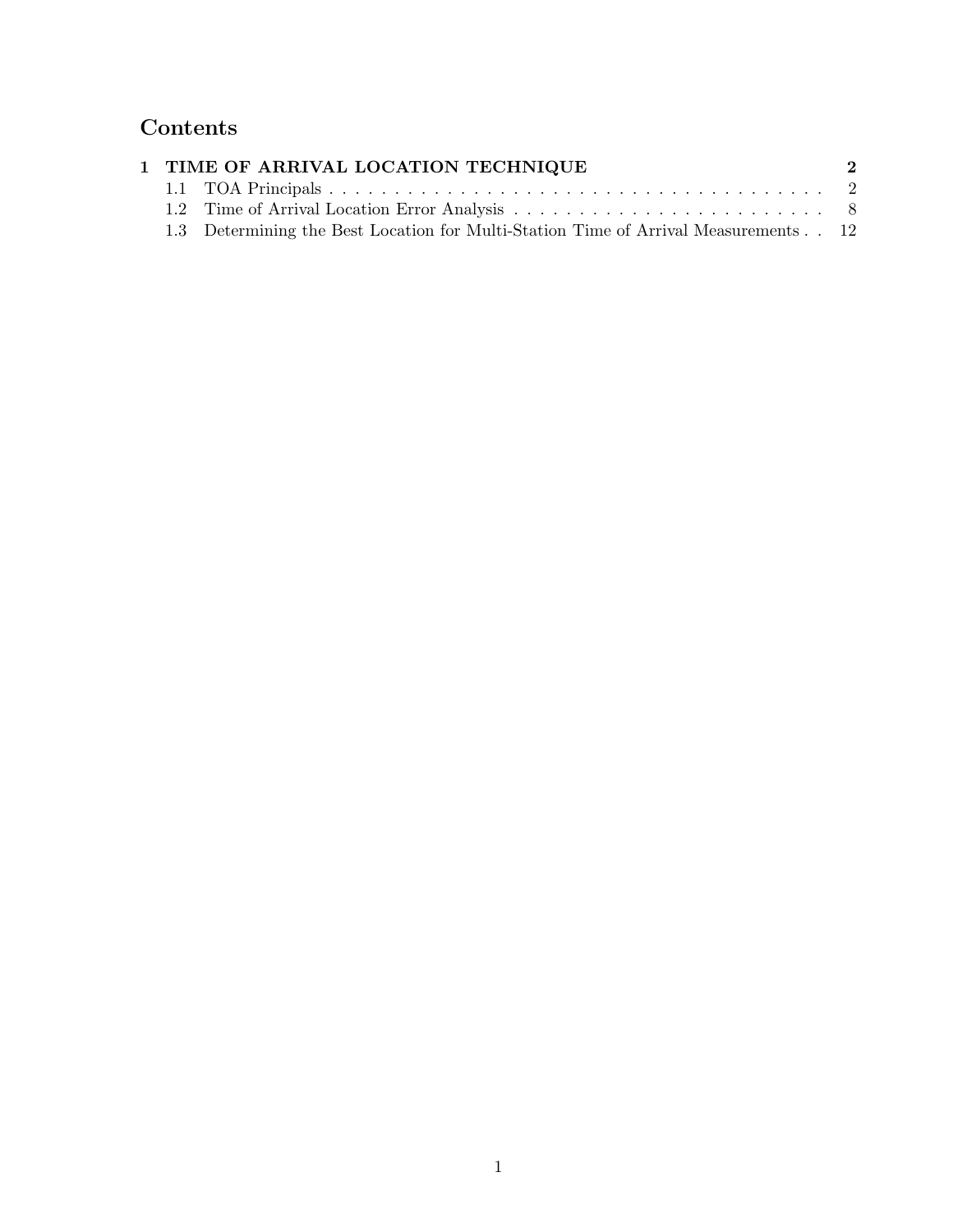# Contents

**1 TIME OF ARRIVAL LOCATION TECHNIQUE** **2**

1.1 TOA Principals . . . . . . . . . . . . . . . . . . . . . . . . . . . . . . . . . . . . . . . 2

1.2 Time of Arrival Location Error Analysis . . . . . . . . . . . . . . . . . . . . . . . . 8

1.3 Determining the Best Location for Multi-Station Time of Arrival Measurements . . 12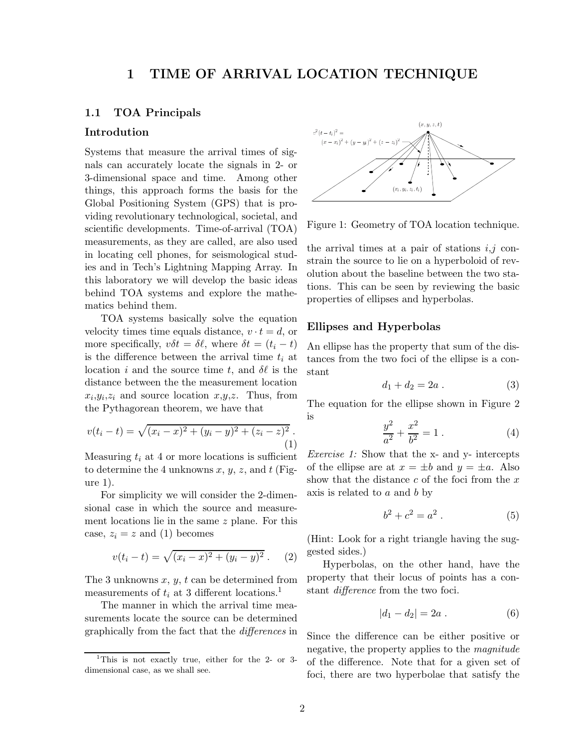# 1 TIME OF ARRIVAL LOCATION TECHNIQUE

## 1.1 TOA Principals

### Introdution

Systems that measure the arrival times of signals can accurately locate the signals in 2- or 3-dimensional space and time. Among other things, this approach forms the basis for the Global Positioning System (GPS) that is providing revolutionary technological, societal, and scientific developments. Time-of-arrival (TOA) measurements, as they are called, are also used in locating cell phones, for seismological studies and in Tech's Lightning Mapping Array. In this laboratory we will develop the basic ideas behind TOA systems and explore the mathematics behind them.

TOA systems basically solve the equation velocity times time equals distance, $v \cdot t = d$, or more specifically, $v\delta t = \delta\ell$, where $\delta t = (t_i - t)$ is the difference between the arrival time $t_i$ at location $i$ and the source time $t$, and $\delta\ell$ is the distance between the the measurement location $x_i$,$y_i$,$z_i$ and source location $x$,$y$,$z$. Thus, from the Pythagorean theorem, we have that

$$v(t_i - t) = \sqrt{(x_i - x)^2 + (y_i - y)^2 + (z_i - z)^2}\ . \quad (1)$$

Measuring $t_i$ at 4 or more locations is sufficient to determine the 4 unknowns $x$, $y$, $z$, and $t$ (Figure 1).

For simplicity we will consider the 2-dimensional case in which the source and measurement locations lie in the same $z$ plane. For this case, $z_i = z$ and (1) becomes

$$v(t_i - t) = \sqrt{(x_i - x)^2 + (y_i - y)^2}\ . \quad (2)$$

The 3 unknowns $x$, $y$, $t$ can be determined from measurements of $t_i$ at 3 different locations.[1]

The manner in which the arrival time measurements locate the source can be determined graphically from the fact that the *differences* in the arrival times at a pair of stations $i$,$j$ constrain the source to lie on a hyperboloid of revolution about the baseline between the two stations. This can be seen by reviewing the basic properties of ellipses and hyperbolas.

Figure 1: Geometry of TOA location technique.

### Ellipses and Hyperbolas

An ellipse has the property that sum of the distances from the two foci of the ellipse is a constant

$$d_1 + d_2 = 2a\ . \quad (3)$$

The equation for the ellipse shown in Figure 2 is

$$\frac{y^2}{a^2} + \frac{x^2}{b^2} = 1\ . \quad (4)$$

*Exercise 1:* Show that the x- and y- intercepts of the ellipse are at $x = \pm b$ and $y = \pm a$. Also show that the distance $c$ of the foci from the $x$ axis is related to $a$ and $b$ by

$$b^2 + c^2 = a^2\ . \quad (5)$$

(Hint: Look for a right triangle having the suggested sides.)

Hyperbolas, on the other hand, have the property that their locus of points has a constant *difference* from the two foci.

$$|d_1 - d_2| = 2a\ . \quad (6)$$

Since the difference can be either positive or negative, the property applies to the *magnitude* of the difference. Note that for a given set of foci, there are two hyperbolae that satisfy the

[1] This is not exactly true, either for the 2- or 3-dimensional case, as we shall see.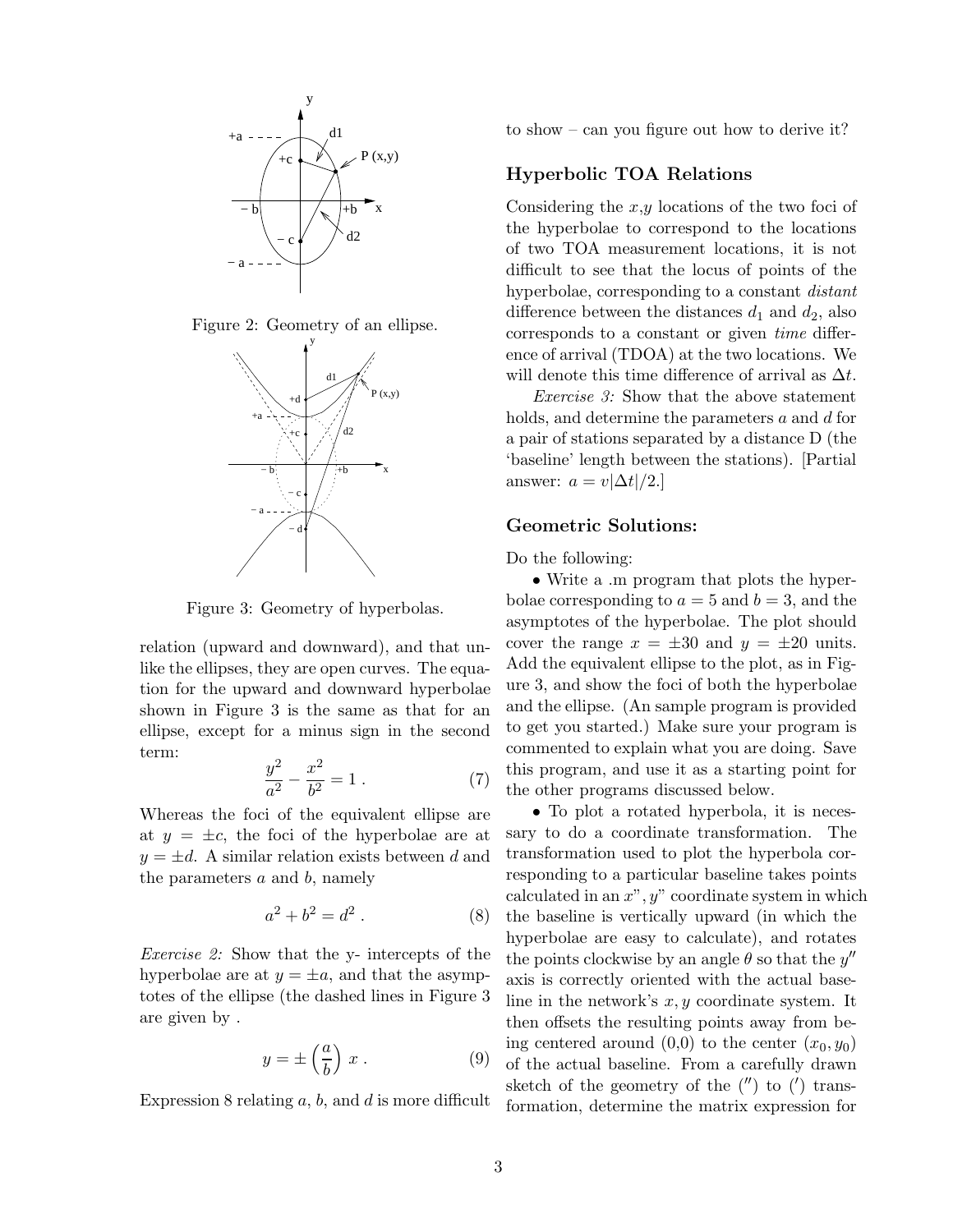Figure 2: Geometry of an ellipse.

Figure 3: Geometry of hyperbolas.

relation (upward and downward), and that unlike the ellipses, they are open curves. The equation for the upward and downward hyperbolae shown in Figure 3 is the same as that for an ellipse, except for a minus sign in the second term:

$$\frac{y^2}{a^2} - \frac{x^2}{b^2} = 1 \; . \tag{7}$$

Whereas the foci of the equivalent ellipse are at $y = \pm c$, the foci of the hyperbolae are at $y = \pm d$. A similar relation exists between $d$ and the parameters $a$ and $b$, namely

$$a^2 + b^2 = d^2 \; . \tag{8}$$

*Exercise 2:* Show that the y- intercepts of the hyperbolae are at $y = \pm a$, and that the asymptotes of the ellipse (the dashed lines in Figure 3 are given by .

$$y = \pm \left(\frac{a}{b}\right) x \; . \tag{9}$$

Expression 8 relating $a$, $b$, and $d$ is more difficult to show – can you figure out how to derive it?

## Hyperbolic TOA Relations

Considering the $x$,$y$ locations of the two foci of the hyperbolae to correspond to the locations of two TOA measurement locations, it is not difficult to see that the locus of points of the hyperbolae, corresponding to a constant *distant* difference between the distances $d_1$ and $d_2$, also corresponds to a constant or given *time* difference of arrival (TDOA) at the two locations. We will denote this time difference of arrival as $\Delta t$.

*Exercise 3:* Show that the above statement holds, and determine the parameters $a$ and $d$ for a pair of stations separated by a distance D (the 'baseline' length between the stations). [Partial answer: $a = v|\Delta t|/2$.]

## Geometric Solutions:

Do the following:

- Write a .m program that plots the hyperbolae corresponding to $a = 5$ and $b = 3$, and the asymptotes of the hyperbolae. The plot should cover the range $x = \pm 30$ and $y = \pm 20$ units. Add the equivalent ellipse to the plot, as in Figure 3, and show the foci of both the hyperbolae and the ellipse. (An sample program is provided to get you started.) Make sure your program is commented to explain what you are doing. Save this program, and use it as a starting point for the other programs discussed below.

- To plot a rotated hyperbola, it is necessary to do a coordinate transformation. The transformation used to plot the hyperbola corresponding to a particular baseline takes points calculated in an $x"$, $y"$ coordinate system in which the baseline is vertically upward (in which the hyperbolae are easy to calculate), and rotates the points clockwise by an angle $\theta$ so that the $y''$ axis is correctly oriented with the actual baseline in the network's $x, y$ coordinate system. It then offsets the resulting points away from being centered around (0,0) to the center $(x_0, y_0)$ of the actual baseline. From a carefully drawn sketch of the geometry of the ($''$) to ($'$) transformation, determine the matrix expression for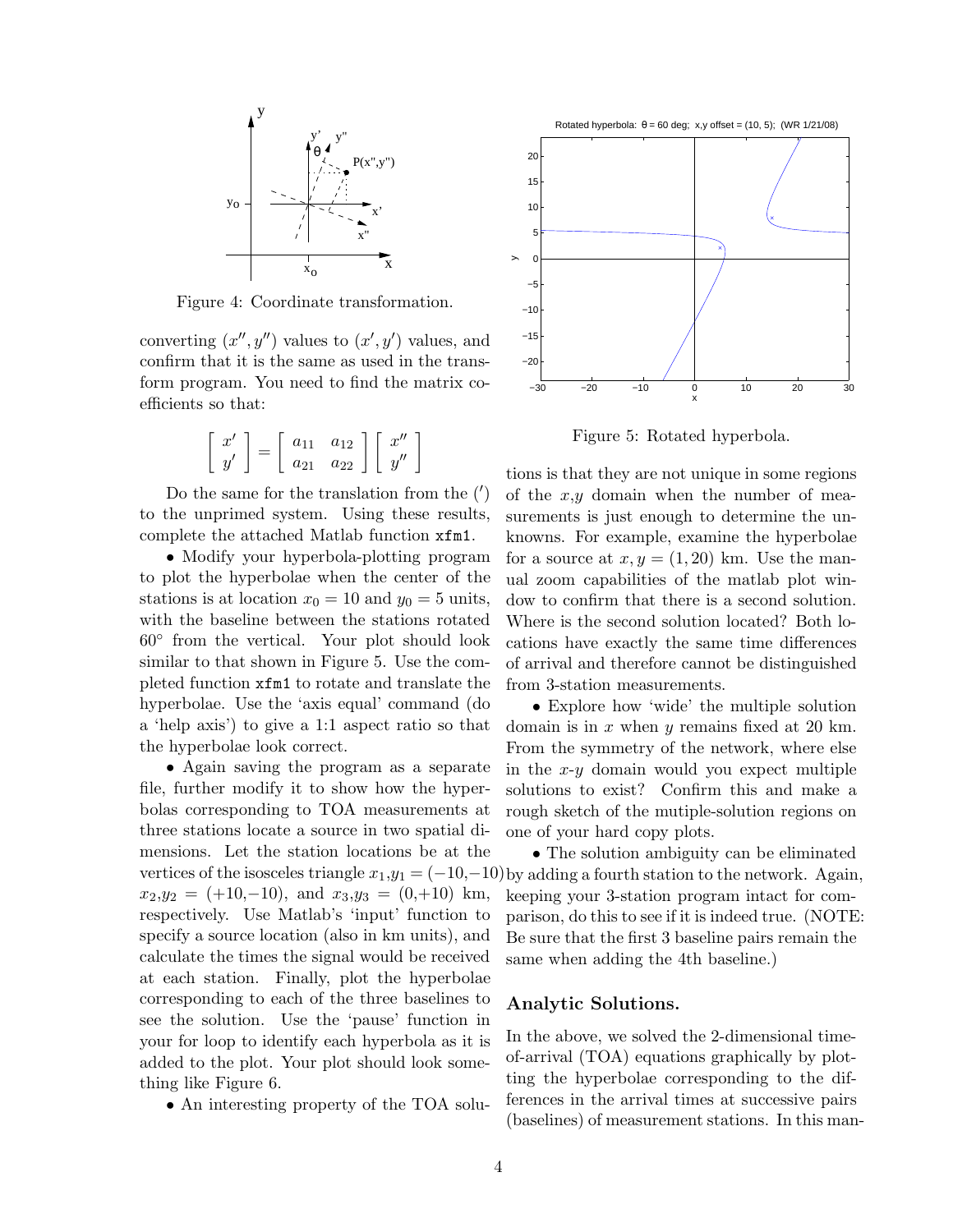Figure 4: Coordinate transformation.

converting $(x'', y'')$ values to $(x', y')$ values, and confirm that it is the same as used in the transform program. You need to find the matrix coefficients so that:

$$\begin{bmatrix} x' \\ y' \end{bmatrix} = \begin{bmatrix} a_{11} & a_{12} \\ a_{21} & a_{22} \end{bmatrix} \begin{bmatrix} x'' \\ y'' \end{bmatrix}$$

Do the same for the translation from the $(')$ to the unprimed system. Using these results, complete the attached Matlab function `xfm1`.

- Modify your hyperbola-plotting program to plot the hyperbolae when the center of the stations is at location $x_0 = 10$ and $y_0 = 5$ units, with the baseline between the stations rotated $60^\circ$ from the vertical. Your plot should look similar to that shown in Figure 5. Use the completed function `xfm1` to rotate and translate the hyperbolae. Use the 'axis equal' command (do a 'help axis') to give a 1:1 aspect ratio so that the hyperbolae look correct.

- Again saving the program as a separate file, further modify it to show how the hyperbolas corresponding to TOA measurements at three stations locate a source in two spatial dimensions. Let the station locations be at the vertices of the isosceles triangle $x_1$,$y_1 = (-10,-10)$ $x_2$,$y_2 = (+10,-10)$, and $x_3$,$y_3 = (0,+10)$ km, respectively. Use Matlab's 'input' function to specify a source location (also in km units), and calculate the times the signal would be received at each station. Finally, plot the hyperbolae corresponding to each of the three baselines to see the solution. Use the 'pause' function in your for loop to identify each hyperbola as it is added to the plot. Your plot should look something like Figure 6.

- An interesting property of the TOA solutions is that they are not unique in some regions of the $x$,$y$ domain when the number of measurements is just enough to determine the unknowns. For example, examine the hyperbolae for a source at $x, y = (1, 20)$ km. Use the manual zoom capabilities of the matlab plot window to confirm that there is a second solution. Where is the second solution located? Both locations have exactly the same time differences of arrival and therefore cannot be distinguished from 3-station measurements.

Figure 5: Rotated hyperbola.

- Explore how 'wide' the multiple solution domain is in $x$ when $y$ remains fixed at 20 km. From the symmetry of the network, where else in the $x$-$y$ domain would you expect multiple solutions to exist? Confirm this and make a rough sketch of the mutiple-solution regions on one of your hard copy plots.

- The solution ambiguity can be eliminated by adding a fourth station to the network. Again, keeping your 3-station program intact for comparison, do this to see if it is indeed true. (NOTE: Be sure that the first 3 baseline pairs remain the same when adding the 4th baseline.)

## Analytic Solutions.

In the above, we solved the 2-dimensional time-of-arrival (TOA) equations graphically by plotting the hyperbolae corresponding to the differences in the arrival times at successive pairs (baselines) of measurement stations. In this man-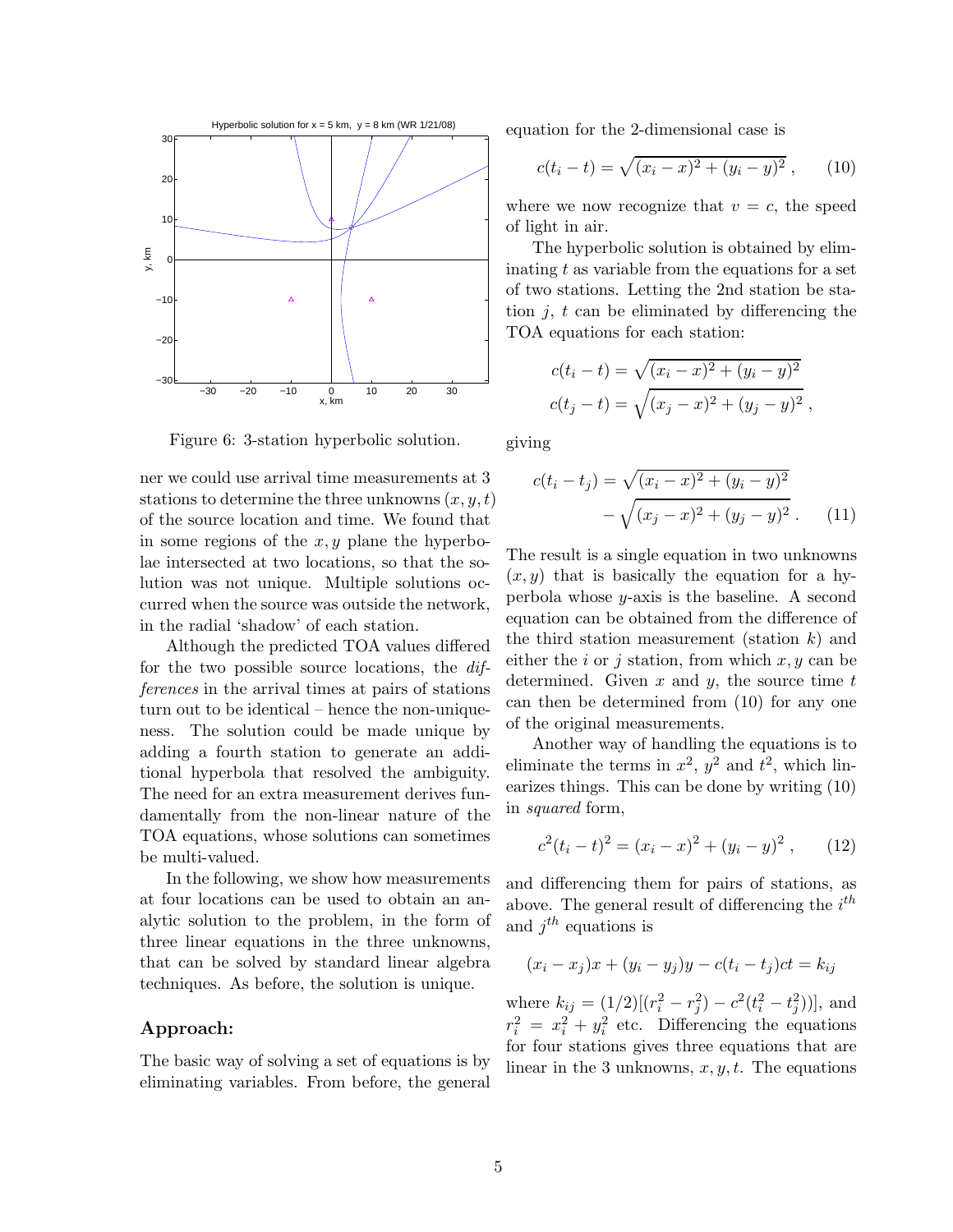Figure 6: 3-station hyperbolic solution.

ner we could use arrival time measurements at 3 stations to determine the three unknowns $(x, y, t)$ of the source location and time. We found that in some regions of the $x, y$ plane the hyperbolae intersected at two locations, so that the solution was not unique. Multiple solutions occurred when the source was outside the network, in the radial 'shadow' of each station.

Although the predicted TOA values differed for the two possible source locations, the *differences* in the arrival times at pairs of stations turn out to be identical – hence the non-uniqueness. The solution could be made unique by adding a fourth station to generate an additional hyperbola that resolved the ambiguity. The need for an extra measurement derives fundamentally from the non-linear nature of the TOA equations, whose solutions can sometimes be multi-valued.

In the following, we show how measurements at four locations can be used to obtain an analytic solution to the problem, in the form of three linear equations in the three unknowns, that can be solved by standard linear algebra techniques. As before, the solution is unique.

## Approach:

The basic way of solving a set of equations is by eliminating variables. From before, the general equation for the 2-dimensional case is

$$c(t_i - t) = \sqrt{(x_i - x)^2 + (y_i - y)^2}\ , \qquad (10)$$

where we now recognize that $v = c$, the speed of light in air.

The hyperbolic solution is obtained by eliminating $t$ as variable from the equations for a set of two stations. Letting the 2nd station be station $j$, $t$ can be eliminated by differencing the TOA equations for each station:

$$c(t_i - t) = \sqrt{(x_i - x)^2 + (y_i - y)^2}$$
$$c(t_j - t) = \sqrt{(x_j - x)^2 + (y_j - y)^2}\ ,$$

giving

$$c(t_i - t_j) = \sqrt{(x_i - x)^2 + (y_i - y)^2} - \sqrt{(x_j - x)^2 + (y_j - y)^2}\ . \qquad (11)$$

The result is a single equation in two unknowns $(x, y)$ that is basically the equation for a hyperbola whose $y$-axis is the baseline. A second equation can be obtained from the difference of the third station measurement (station $k$) and either the $i$ or $j$ station, from which $x, y$ can be determined. Given $x$ and $y$, the source time $t$ can then be determined from (10) for any one of the original measurements.

Another way of handling the equations is to eliminate the terms in $x^2$, $y^2$ and $t^2$, which linearizes things. This can be done by writing (10) in *squared* form,

$$c^2(t_i - t)^2 = (x_i - x)^2 + (y_i - y)^2\ , \qquad (12)$$

and differencing them for pairs of stations, as above. The general result of differencing the $i^{th}$ and $j^{th}$ equations is

$$(x_i - x_j)x + (y_i - y_j)y - c(t_i - t_j)ct = k_{ij}$$

where $k_{ij} = (1/2)[(r_i^2 - r_j^2) - c^2(t_i^2 - t_j^2))]$, and $r_i^2 = x_i^2 + y_i^2$ etc. Differencing the equations for four stations gives three equations that are linear in the 3 unknowns, $x, y, t$. The equations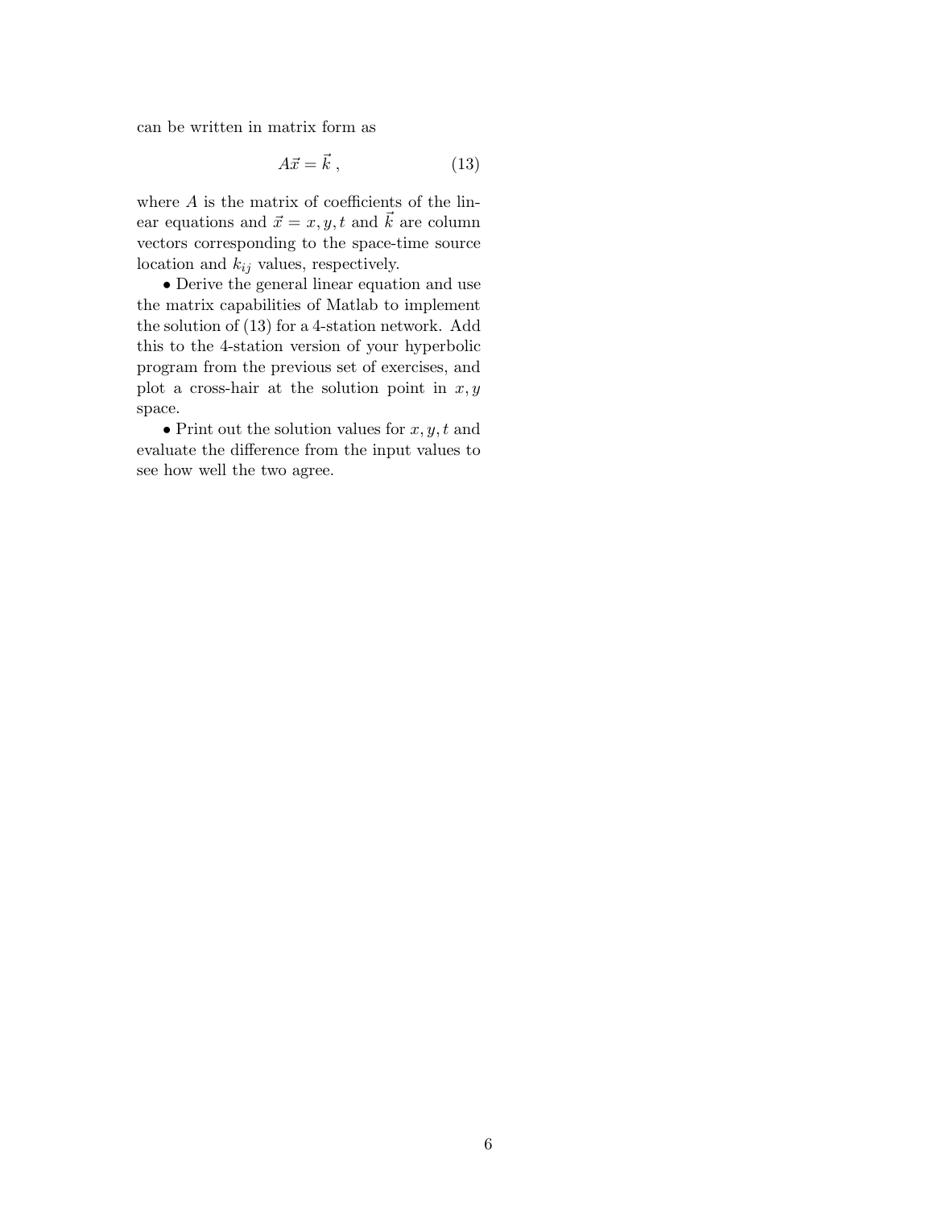can be written in matrix form as

$$A\vec{x} = \vec{k} \ , \tag{13}$$

where $A$ is the matrix of coefficients of the linear equations and $\vec{x} = x, y, t$ and $\vec{k}$ are column vectors corresponding to the space-time source location and $k_{ij}$ values, respectively.

• Derive the general linear equation and use the matrix capabilities of Matlab to implement the solution of (13) for a 4-station network. Add this to the 4-station version of your hyperbolic program from the previous set of exercises, and plot a cross-hair at the solution point in $x, y$ space.

• Print out the solution values for $x, y, t$ and evaluate the difference from the input values to see how well the two agree.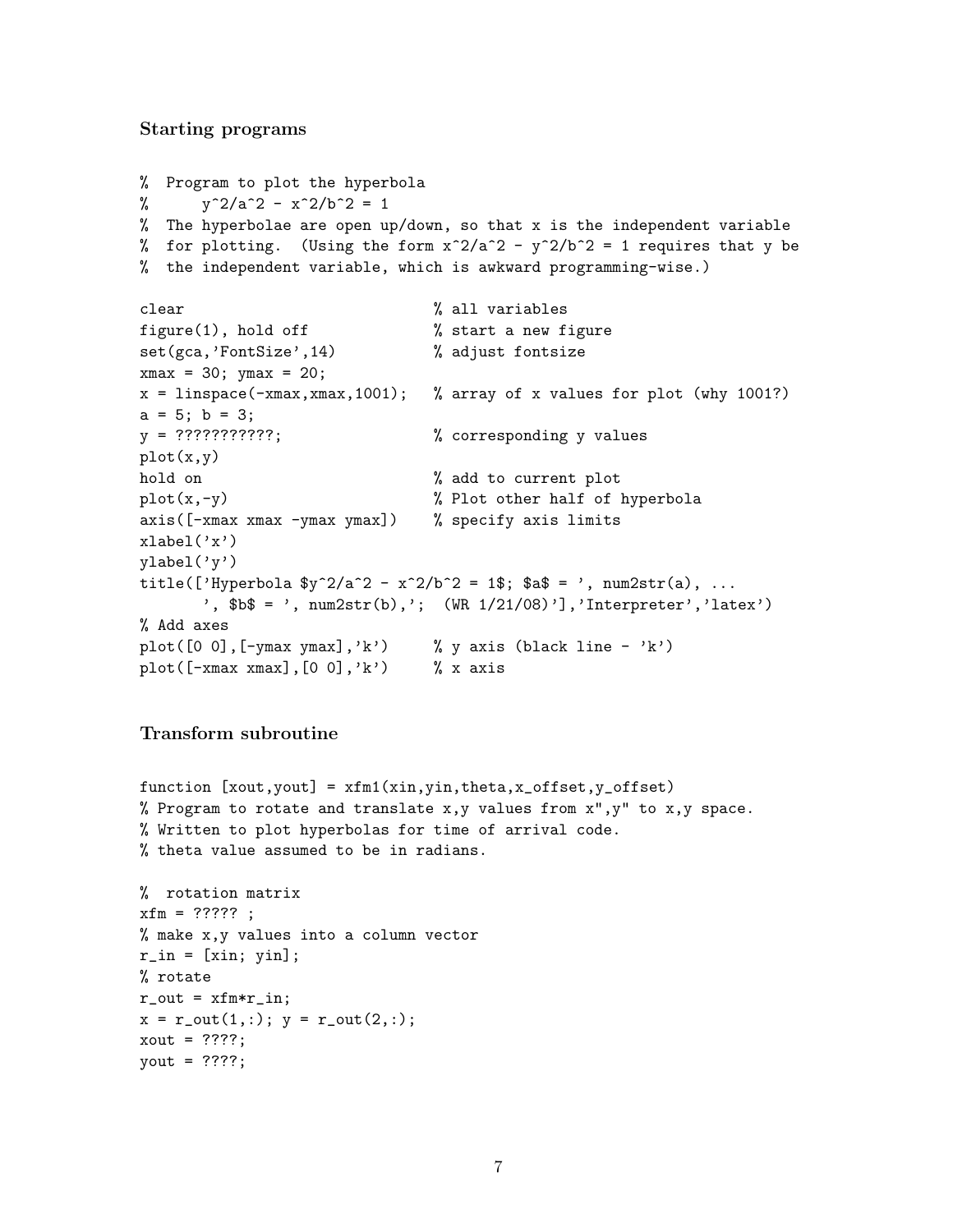### Starting programs

```
%  Program to plot the hyperbola
%      y^2/a^2 - x^2/b^2 = 1
%  The hyperbolae are open up/down, so that x is the independent variable
%  for plotting.  (Using the form x^2/a^2 - y^2/b^2 = 1 requires that y be
%  the independent variable, which is awkward programming-wise.)

clear                            % all variables
figure(1), hold off              % start a new figure
set(gca,'FontSize',14)           % adjust fontsize
xmax = 30; ymax = 20;
x = linspace(-xmax,xmax,1001);   % array of x values for plot (why 1001?)
a = 5; b = 3;
y = ???????????;                 % corresponding y values
plot(x,y)
hold on                          % add to current plot
plot(x,-y)                       % Plot other half of hyperbola
axis([-xmax xmax -ymax ymax])    % specify axis limits
xlabel('x')
ylabel('y')
title(['Hyperbola $y^2/a^2 - x^2/b^2 = 1$; $a$ = ', num2str(a), ...
      ', $b$ = ', num2str(b),';  (WR 1/21/08)'],'Interpreter','latex')
% Add axes
plot([0 0],[-ymax ymax],'k')     % y axis (black line - 'k')
plot([-xmax xmax],[0 0],'k')     % x axis
```

### Transform subroutine

```
function [xout,yout] = xfm1(xin,yin,theta,x_offset,y_offset)
% Program to rotate and translate x,y values from x",y" to x,y space.
% Written to plot hyperbolas for time of arrival code.
% theta value assumed to be in radians.

%  rotation matrix
xfm = ????? ;
% make x,y values into a column vector
r_in = [xin; yin];
% rotate
r_out = xfm*r_in;
x = r_out(1,:); y = r_out(2,:);
xout = ????;
yout = ????;
```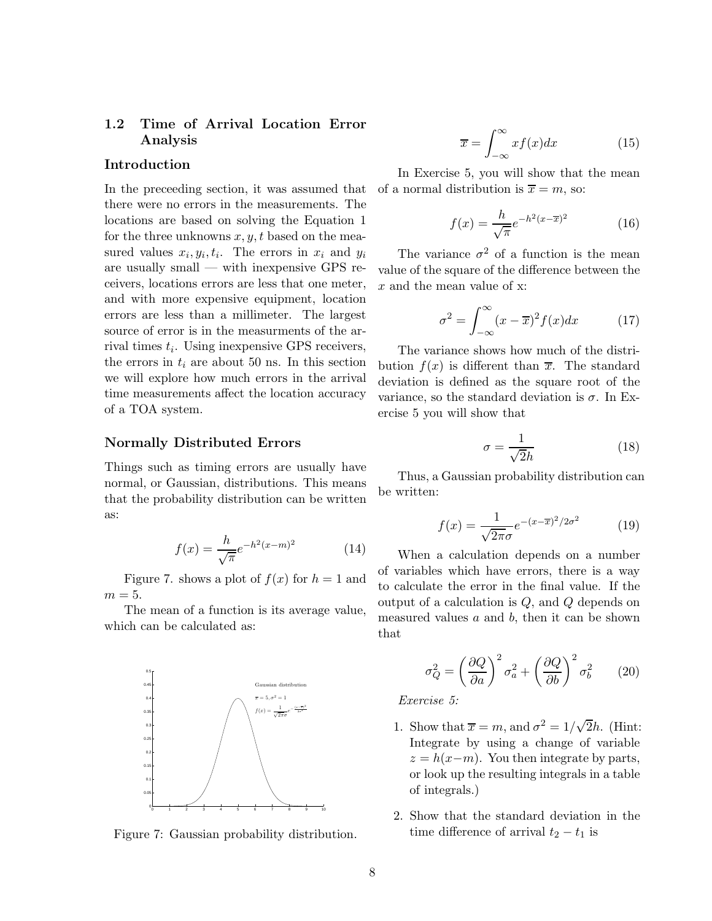### 1.2 Time of Arrival Location Error Analysis

#### Introduction

In the preceeding section, it was assumed that there were no errors in the measurements. The locations are based on solving the Equation 1 for the three unknowns $x, y, t$ based on the measured values $x_i, y_i, t_i$. The errors in $x_i$ and $y_i$ are usually small — with inexpensive GPS receivers, locations errors are less that one meter, and with more expensive equipment, location errors are less than a millimeter. The largest source of error is in the measurments of the arrival times $t_i$. Using inexpensive GPS receivers, the errors in $t_i$ are about 50 ns. In this section we will explore how much errors in the arrival time measurements affect the location accuracy of a TOA system.

#### Normally Distributed Errors

Things such as timing errors are usually have normal, or Gaussian, distributions. This means that the probability distribution can be written as:

$$f(x) = \frac{h}{\sqrt{\pi}} e^{-h^2(x-m)^2} \tag{14}$$

Figure 7. shows a plot of $f(x)$ for $h = 1$ and $m = 5$.

The mean of a function is its average value, which can be calculated as:

$$\overline{x} = \int_{-\infty}^{\infty} x f(x) dx \tag{15}$$

In Exercise 5, you will show that the mean of a normal distribution is $\overline{x} = m$, so:

$$f(x) = \frac{h}{\sqrt{\pi}} e^{-h^2(x-\overline{x})^2} \tag{16}$$

The variance $\sigma^2$ of a function is the mean value of the square of the difference between the $x$ and the mean value of x:

$$\sigma^2 = \int_{-\infty}^{\infty} (x - \overline{x})^2 f(x) dx \tag{17}$$

The variance shows how much of the distribution $f(x)$ is different than $\overline{x}$. The standard deviation is defined as the square root of the variance, so the standard deviation is $\sigma$. In Exercise 5 you will show that

$$\sigma = \frac{1}{\sqrt{2}h} \tag{18}$$

Thus, a Gaussian probability distribution can be written:

$$f(x) = \frac{1}{\sqrt{2\pi}\sigma} e^{-(x-\overline{x})^2/2\sigma^2} \tag{19}$$

When a calculation depends on a number of variables which have errors, there is a way to calculate the error in the final value. If the output of a calculation is $Q$, and $Q$ depends on measured values $a$ and $b$, then it can be shown that

$$\sigma_Q^2 = \left(\frac{\partial Q}{\partial a}\right)^2 \sigma_a^2 + \left(\frac{\partial Q}{\partial b}\right)^2 \sigma_b^2 \tag{20}$$

*Exercise 5:*

1. Show that $\overline{x} = m$, and $\sigma^2 = 1/\sqrt{2}h$. (Hint: Integrate by using a change of variable $z = h(x-m)$. You then integrate by parts, or look up the resulting integrals in a table of integrals.)

2. Show that the standard deviation in the time difference of arrival $t_2 - t_1$ is

Figure 7: Gaussian probability distribution.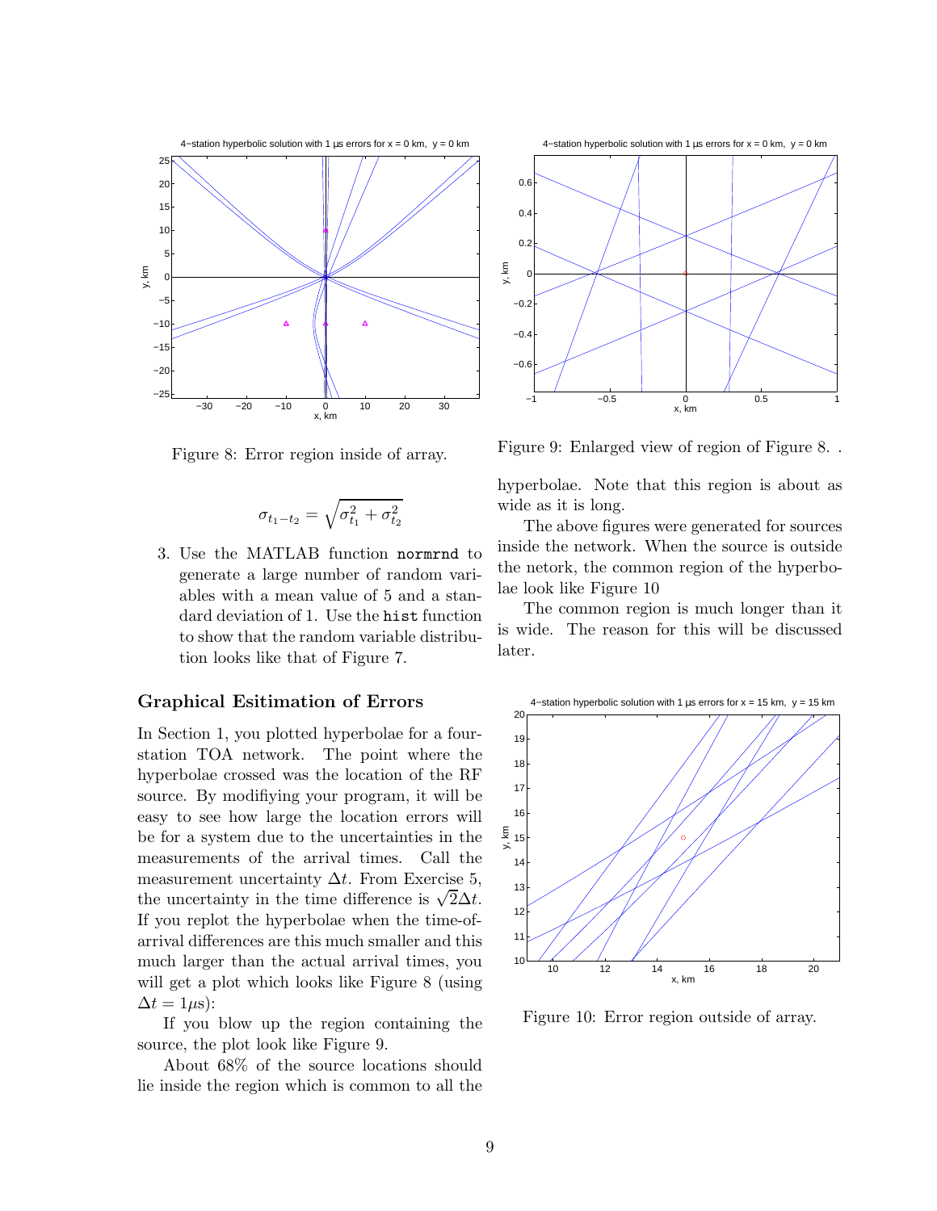Figure 8: Error region inside of array.

$$\sigma_{t_1-t_2} = \sqrt{\sigma_{t_1}^2 + \sigma_{t_2}^2}$$

3. Use the MATLAB function `normrnd` to generate a large number of random variables with a mean value of 5 and a standard deviation of 1. Use the `hist` function to show that the random variable distribution looks like that of Figure 7.

## Graphical Esitimation of Errors

In Section 1, you plotted hyperbolae for a four-station TOA network. The point where the hyperbolae crossed was the location of the RF source. By modifying your program, it will be easy to see how large the location errors will be for a system due to the uncertainties in the measurements of the arrival times. Call the measurement uncertainty $\Delta t$. From Exercise 5, the uncertainty in the time difference is $\sqrt{2}\Delta t$. If you replot the hyperbolae when the time-of-arrival differences are this much smaller and this much larger than the actual arrival times, you will get a plot which looks like Figure 8 (using $\Delta t = 1\mu$s):

If you blow up the region containing the source, the plot look like Figure 9.

About 68% of the source locations should lie inside the region which is common to all the hyperbolae. Note that this region is about as wide as it is long.

Figure 9: Enlarged view of region of Figure 8. .

The above figures were generated for sources inside the network. When the source is outside the netork, the common region of the hyperbolae look like Figure 10

The common region is much longer than it is wide. The reason for this will be discussed later.

Figure 10: Error region outside of array.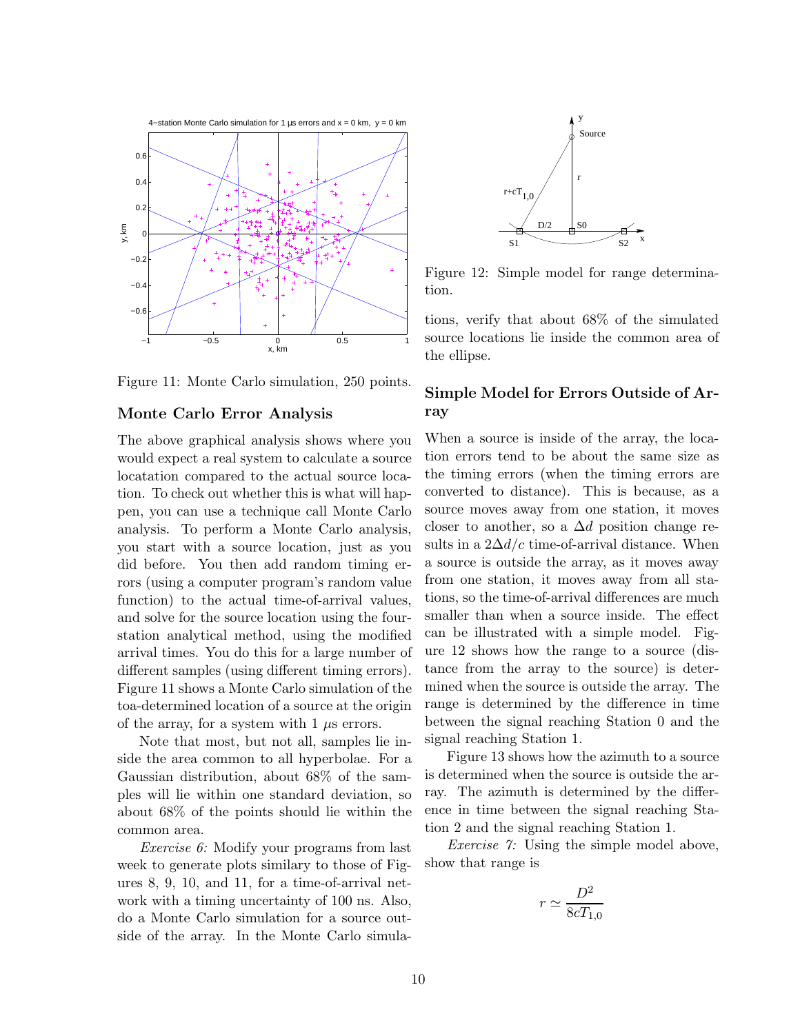Figure 11: Monte Carlo simulation, 250 points.

### Monte Carlo Error Analysis

The above graphical analysis shows where you would expect a real system to calculate a source locatation compared to the actual source location. To check out whether this is what will happen, you can use a technique call Monte Carlo analysis. To perform a Monte Carlo analysis, you start with a source location, just as you did before. You then add random timing errors (using a computer program's random value function) to the actual time-of-arrival values, and solve for the source location using the four-station analytical method, using the modified arrival times. You do this for a large number of different samples (using different timing errors). Figure 11 shows a Monte Carlo simulation of the toa-determined location of a source at the origin of the array, for a system with 1 $\mu$s errors.

Note that most, but not all, samples lie inside the area common to all hyperbolae. For a Gaussian distribution, about 68% of the samples will lie within one standard deviation, so about 68% of the points should lie within the common area.

*Exercise 6:* Modify your programs from last week to generate plots similary to those of Figures 8, 9, 10, and 11, for a time-of-arrival network with a timing uncertainty of 100 ns. Also, do a Monte Carlo simulation for a source outside of the array. In the Monte Carlo simulations, verify that about 68% of the simulated source locations lie inside the common area of the ellipse.

Figure 12: Simple model for range determination.

### Simple Model for Errors Outside of Array

When a source is inside of the array, the location errors tend to be about the same size as the timing errors (when the timing errors are converted to distance). This is because, as a source moves away from one station, it moves closer to another, so a $\Delta d$ position change results in a $2\Delta d/c$ time-of-arrival distance. When a source is outside the array, as it moves away from one station, it moves away from all stations, so the time-of-arrival differences are much smaller than when a source inside. The effect can be illustrated with a simple model. Figure 12 shows how the range to a source (distance from the array to the source) is determined when the source is outside the array. The range is determined by the difference in time between the signal reaching Station 0 and the signal reaching Station 1.

Figure 13 shows how the azimuth to a source is determined when the source is outside the array. The azimuth is determined by the difference in time between the signal reaching Station 2 and the signal reaching Station 1.

*Exercise 7:* Using the simple model above, show that range is

$$r \simeq \frac{D^2}{8cT_{1,0}}$$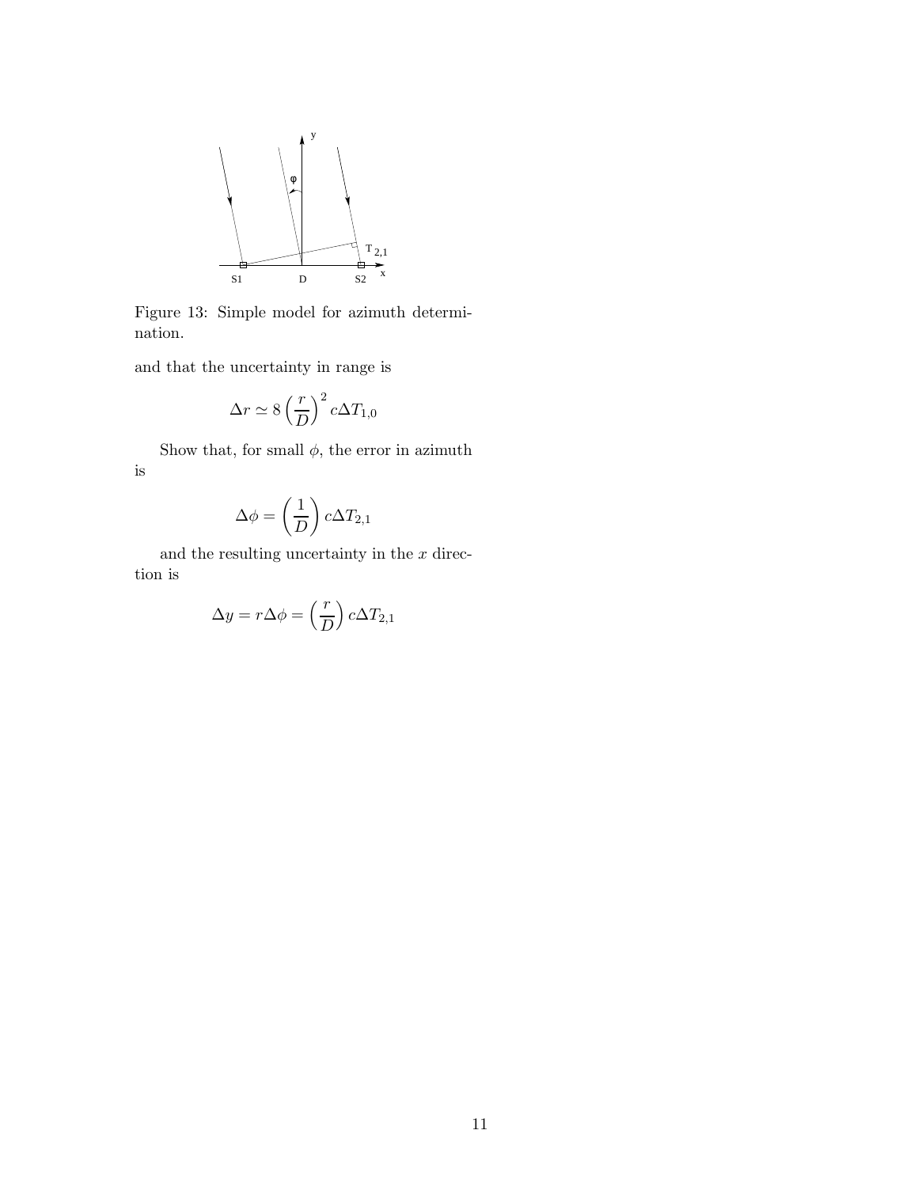Figure 13: Simple model for azimuth determination.

and that the uncertainty in range is

$$\Delta r \simeq 8\left(\frac{r}{D}\right)^2 c\Delta T_{1,0}$$

Show that, for small $\phi$, the error in azimuth is

$$\Delta\phi = \left(\frac{1}{D}\right) c\Delta T_{2,1}$$

and the resulting uncertainty in the $x$ direction is

$$\Delta y = r\Delta\phi = \left(\frac{r}{D}\right) c\Delta T_{2,1}$$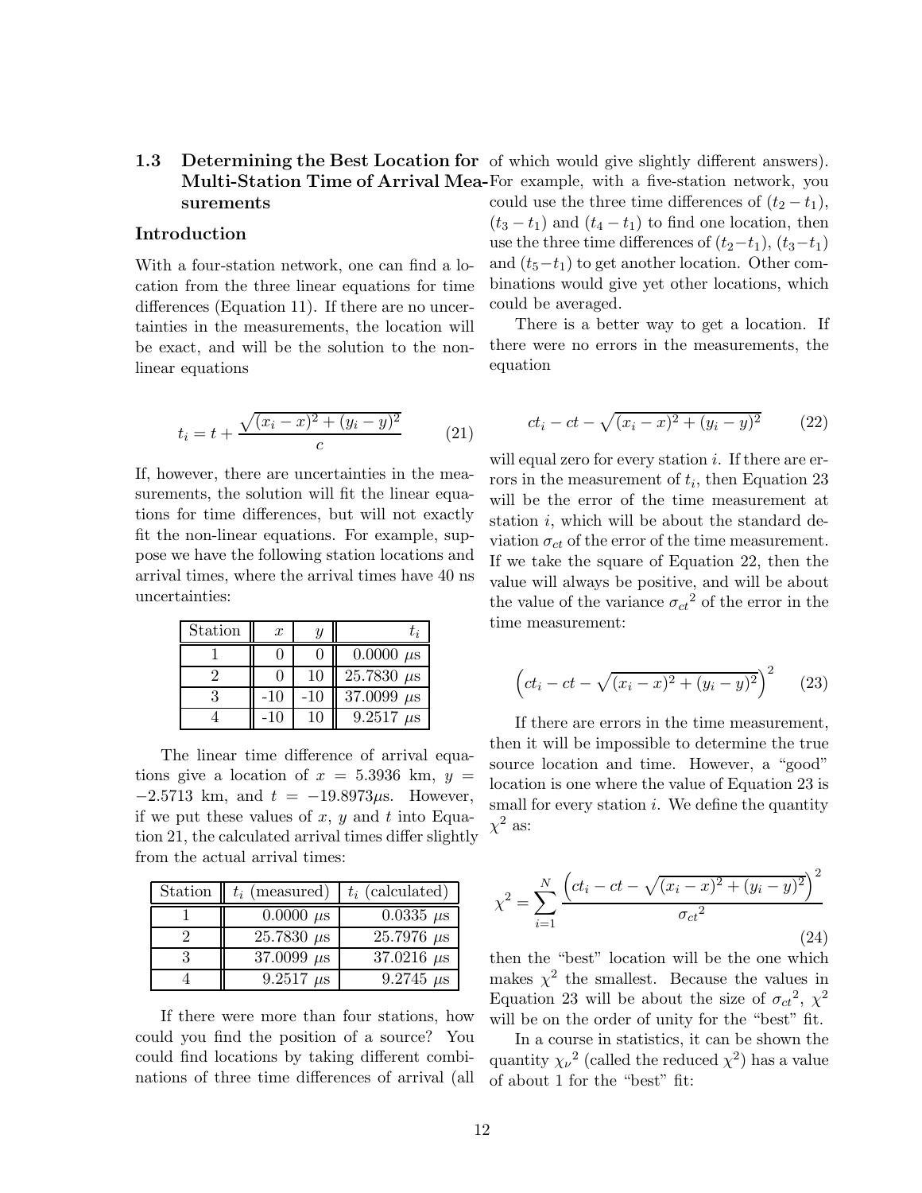## 1.3 Determining the Best Location for Multi-Station Time of Arrival Measurements

### Introduction

With a four-station network, one can find a location from the three linear equations for time differences (Equation 11). If there are no uncertainties in the measurements, the location will be exact, and will be the solution to the non-linear equations

$$t_i = t + \frac{\sqrt{(x_i - x)^2 + (y_i - y)^2}}{c} \qquad (21)$$

If, however, there are uncertainties in the measurements, the solution will fit the linear equations for time differences, but will not exactly fit the non-linear equations. For example, suppose we have the following station locations and arrival times, where the arrival times have 40 ns uncertainties:

| Station | $x$ | $y$ | $t_i$ |
|---|---|---|---|
| 1 | 0 | 0 | 0.0000 $\mu$s |
| 2 | 0 | 10 | 25.7830 $\mu$s |
| 3 | -10 | -10 | 37.0099 $\mu$s |
| 4 | -10 | 10 | 9.2517 $\mu$s |

The linear time difference of arrival equations give a location of $x = 5.3936$ km, $y = -2.5713$ km, and $t = -19.8973 \mu$s. However, if we put these values of $x$, $y$ and $t$ into Equation 21, the calculated arrival times differ slightly from the actual arrival times:

| Station | $t_i$ (measured) | $t_i$ (calculated) |
|---|---|---|
| 1 | 0.0000 $\mu$s | 0.0335 $\mu$s |
| 2 | 25.7830 $\mu$s | 25.7976 $\mu$s |
| 3 | 37.0099 $\mu$s | 37.0216 $\mu$s |
| 4 | 9.2517 $\mu$s | 9.2745 $\mu$s |

If there were more than four stations, how could you find the position of a source? You could find locations by taking different combinations of three time differences of arrival (all of which would give slightly different answers). For example, with a five-station network, you could use the three time differences of $(t_2 - t_1)$, $(t_3 - t_1)$ and $(t_4 - t_1)$ to find one location, then use the three time differences of $(t_2 - t_1)$, $(t_3 - t_1)$ and $(t_5 - t_1)$ to get another location. Other combinations would give yet other locations, which could be averaged.

There is a better way to get a location. If there were no errors in the measurements, the equation

$$ct_i - ct - \sqrt{(x_i - x)^2 + (y_i - y)^2} \qquad (22)$$

will equal zero for every station $i$. If there are errors in the measurement of $t_i$, then Equation 23 will be the error of the time measurement at station $i$, which will be about the standard deviation $\sigma_{ct}$ of the error of the time measurement. If we take the square of Equation 22, then the value will always be positive, and will be about the value of the variance ${\sigma_{ct}}^2$ of the error in the time measurement:

$$\left(ct_i - ct - \sqrt{(x_i - x)^2 + (y_i - y)^2}\right)^2 \qquad (23)$$

If there are errors in the time measurement, then it will be impossible to determine the true source location and time. However, a "good" location is one where the value of Equation 23 is small for every station $i$. We define the quantity $\chi^2$ as:

$$\chi^2 = \sum_{i=1}^{N} \frac{\left(ct_i - ct - \sqrt{(x_i - x)^2 + (y_i - y)^2}\right)^2}{{\sigma_{ct}}^2} \qquad (24)$$

then the "best" location will be the one which makes $\chi^2$ the smallest. Because the values in Equation 23 will be about the size of ${\sigma_{ct}}^2$, $\chi^2$ will be on the order of unity for the "best" fit.

In a course in statistics, it can be shown the quantity ${\chi_\nu}^2$ (called the reduced $\chi^2$) has a value of about 1 for the "best" fit: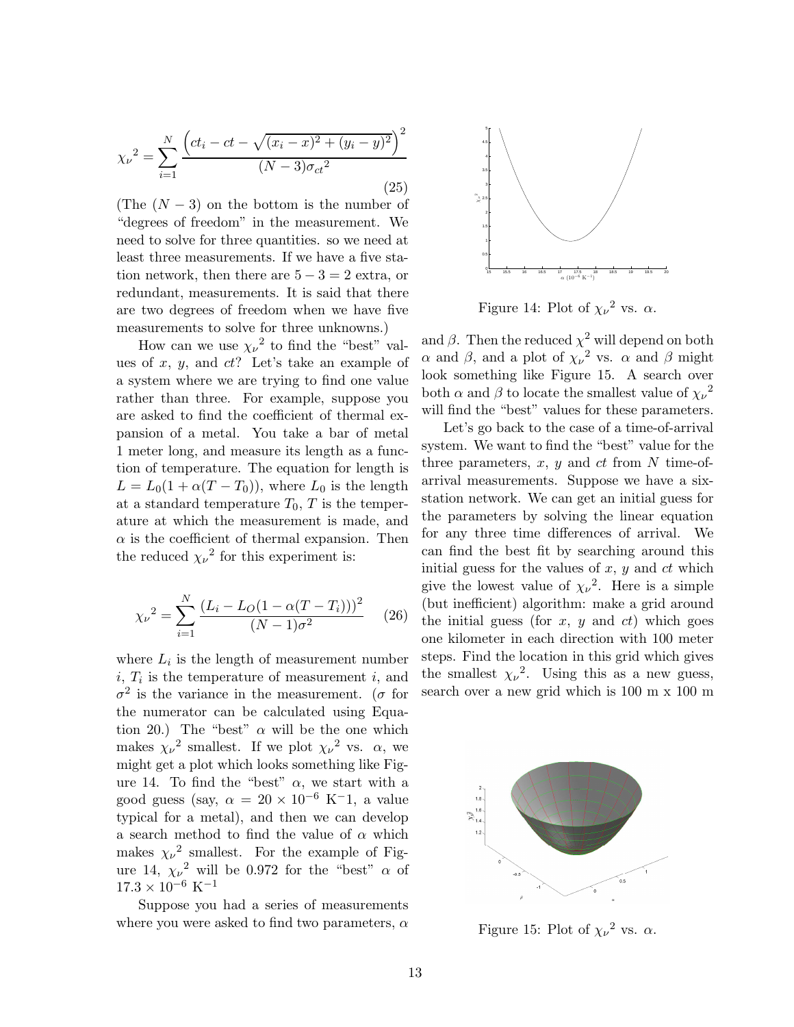$$
{\chi_\nu}^2 = \sum_{i=1}^{N} \frac{\left(ct_i - ct - \sqrt{(x_i - x)^2 + (y_i - y)^2}\right)^2}{(N-3){\sigma_{ct}}^2} \tag{25}
$$

(The $(N-3)$ on the bottom is the number of "degrees of freedom" in the measurement. We need to solve for three quantities. so we need at least three measurements. If we have a five station network, then there are $5-3=2$ extra, or redundant, measurements. It is said that there are two degrees of freedom when we have five measurements to solve for three unknowns.)

How can we use ${\chi_\nu}^2$ to find the "best" values of $x$, $y$, and $ct$? Let's take an example of a system where we are trying to find one value rather than three. For example, suppose you are asked to find the coefficient of thermal expansion of a metal. You take a bar of metal 1 meter long, and measure its length as a function of temperature. The equation for length is $L = L_0(1 + \alpha(T - T_0))$, where $L_0$ is the length at a standard temperature $T_0$, $T$ is the temperature at which the measurement is made, and $\alpha$ is the coefficient of thermal expansion. Then the reduced ${\chi_\nu}^2$ for this experiment is:

$$
{\chi_\nu}^2 = \sum_{i=1}^{N} \frac{(L_i - L_O(1 - \alpha(T - T_i)))^2}{(N-1)\sigma^2} \tag{26}
$$

where $L_i$ is the length of measurement number $i$, $T_i$ is the temperature of measurement $i$, and $\sigma^2$ is the variance in the measurement. ($\sigma$ for the numerator can be calculated using Equation 20.) The "best" $\alpha$ will be the one which makes ${\chi_\nu}^2$ smallest. If we plot ${\chi_\nu}^2$ vs. $\alpha$, we might get a plot which looks something like Figure 14. To find the "best" $\alpha$, we start with a good guess (say, $\alpha = 20 \times 10^{-6}$ K$^-1$, a value typical for a metal), and then we can develop a search method to find the value of $\alpha$ which makes ${\chi_\nu}^2$ smallest. For the example of Figure 14, ${\chi_\nu}^2$ will be 0.972 for the "best" $\alpha$ of $17.3 \times 10^{-6}$ K$^{-1}$

Suppose you had a series of measurements where you were asked to find two parameters, $\alpha$ and $\beta$. Then the reduced $\chi^2$ will depend on both $\alpha$ and $\beta$, and a plot of ${\chi_\nu}^2$ vs. $\alpha$ and $\beta$ might look something like Figure 15. A search over both $\alpha$ and $\beta$ to locate the smallest value of ${\chi_\nu}^2$ will find the "best" values for these parameters.

Figure 14: Plot of ${\chi_\nu}^2$ vs. $\alpha$.

Let's go back to the case of a time-of-arrival system. We want to find the "best" value for the three parameters, $x$, $y$ and $ct$ from $N$ time-of-arrival measurements. Suppose we have a six-station network. We can get an initial guess for the parameters by solving the linear equation for any three time differences of arrival. We can find the best fit by searching around this initial guess for the values of $x$, $y$ and $ct$ which give the lowest value of ${\chi_\nu}^2$. Here is a simple (but inefficient) algorithm: make a grid around the initial guess (for $x$, $y$ and $ct$) which goes one kilometer in each direction with 100 meter steps. Find the location in this grid which gives the smallest ${\chi_\nu}^2$. Using this as a new guess, search over a new grid which is 100 m x 100 m

Figure 15: Plot of ${\chi_\nu}^2$ vs. $\alpha$.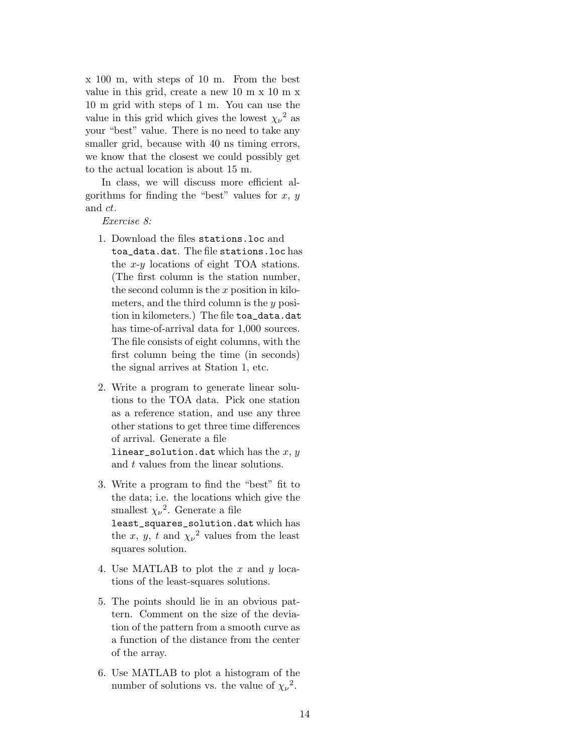x 100 m, with steps of 10 m. From the best value in this grid, create a new 10 m x 10 m x 10 m grid with steps of 1 m. You can use the value in this grid which gives the lowest ${\chi_\nu}^2$ as your "best" value. There is no need to take any smaller grid, because with 40 ns timing errors, we know that the closest we could possibly get to the actual location is about 15 m.

In class, we will discuss more efficient algorithms for finding the "best" values for $x$, $y$ and $ct$.

*Exercise 8:*

1. Download the files `stations.loc` and `toa_data.dat`. The file `stations.loc` has the $x$-$y$ locations of eight TOA stations. (The first column is the station number, the second column is the $x$ position in kilometers, and the third column is the $y$ position in kilometers.) The file `toa_data.dat` has time-of-arrival data for 1,000 sources. The file consists of eight columns, with the first column being the time (in seconds) the signal arrives at Station 1, etc.

2. Write a program to generate linear solutions to the TOA data. Pick one station as a reference station, and use any three other stations to get three time differences of arrival. Generate a file `linear_solution.dat` which has the $x$, $y$ and $t$ values from the linear solutions.

3. Write a program to find the "best" fit to the data; i.e. the locations which give the smallest ${\chi_\nu}^2$. Generate a file `least_squares_solution.dat` which has the $x$, $y$, $t$ and ${\chi_\nu}^2$ values from the least squares solution.

4. Use MATLAB to plot the $x$ and $y$ locations of the least-squares solutions.

5. The points should lie in an obvious pattern. Comment on the size of the deviation of the pattern from a smooth curve as a function of the distance from the center of the array.

6. Use MATLAB to plot a histogram of the number of solutions vs. the value of ${\chi_\nu}^2$.